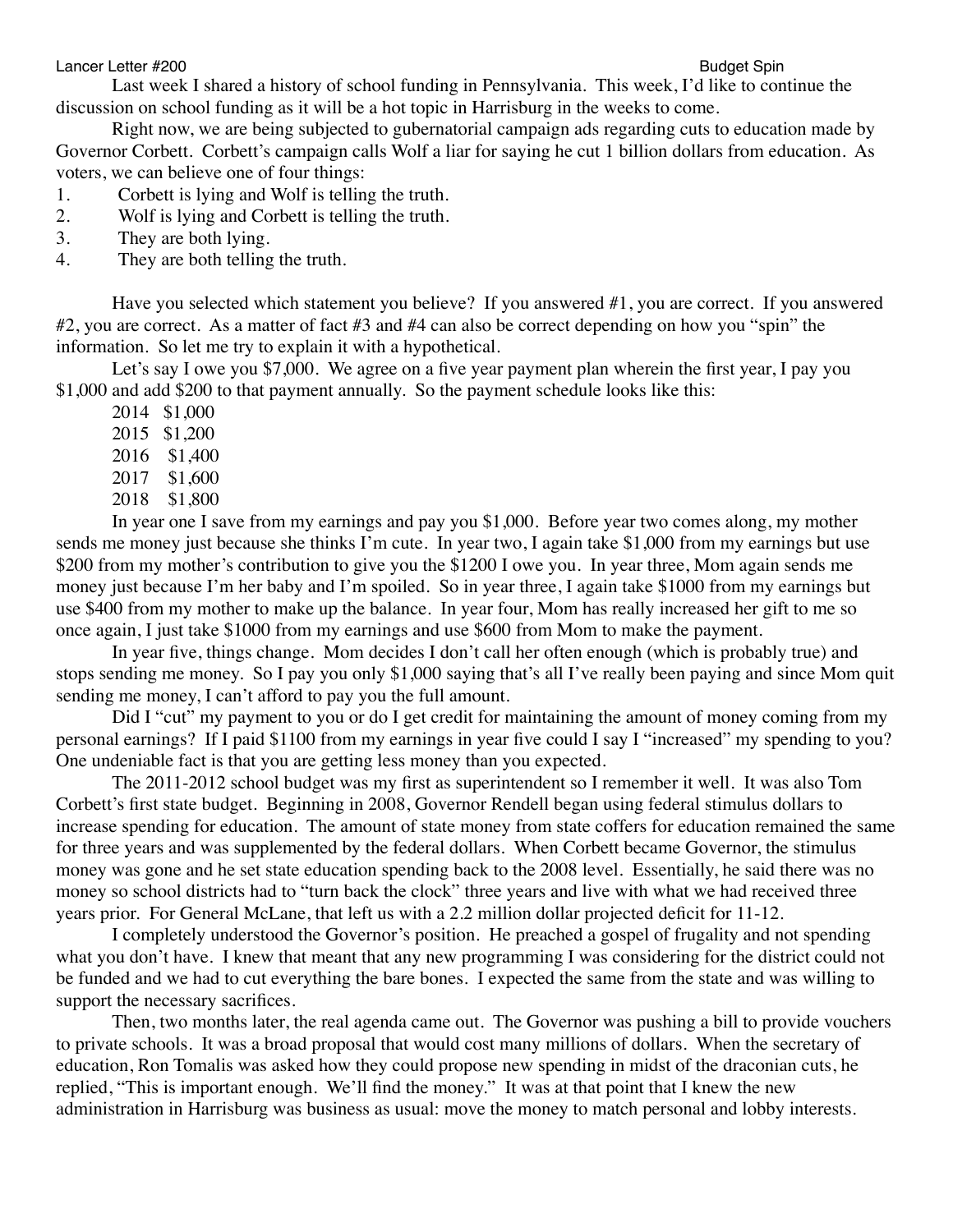Lancer Letter #200 Budget Spin

Last week I shared a history of school funding in Pennsylvania. This week, I'd like to continue the discussion on school funding as it will be a hot topic in Harrisburg in the weeks to come.

Right now, we are being subjected to gubernatorial campaign ads regarding cuts to education made by Governor Corbett. Corbett's campaign calls Wolf a liar for saying he cut 1 billion dollars from education. As voters, we can believe one of four things:

1. Corbett is lying and Wolf is telling the truth.
2. Wolf is lying and Corbett is telling the truth.
3. They are both lying.
4. They are both telling the truth.

Have you selected which statement you believe? If you answered #1, you are correct. If you answered #2, you are correct. As a matter of fact #3 and #4 can also be correct depending on how you "spin" the information. So let me try to explain it with a hypothetical.

Let's say I owe you $7,000. We agree on a five year payment plan wherein the first year, I pay you $1,000 and add $200 to that payment annually. So the payment schedule looks like this:

2014 $1,000
2015 $1,200
2016 $1,400
2017 $1,600
2018 $1,800

In year one I save from my earnings and pay you $1,000. Before year two comes along, my mother sends me money just because she thinks I'm cute. In year two, I again take $1,000 from my earnings but use $200 from my mother's contribution to give you the $1200 I owe you. In year three, Mom again sends me money just because I'm her baby and I'm spoiled. So in year three, I again take $1000 from my earnings but use $400 from my mother to make up the balance. In year four, Mom has really increased her gift to me so once again, I just take $1000 from my earnings and use $600 from Mom to make the payment.

In year five, things change. Mom decides I don't call her often enough (which is probably true) and stops sending me money. So I pay you only $1,000 saying that's all I've really been paying and since Mom quit sending me money, I can't afford to pay you the full amount.

Did I "cut" my payment to you or do I get credit for maintaining the amount of money coming from my personal earnings? If I paid $1100 from my earnings in year five could I say I "increased" my spending to you? One undeniable fact is that you are getting less money than you expected.

The 2011-2012 school budget was my first as superintendent so I remember it well. It was also Tom Corbett's first state budget. Beginning in 2008, Governor Rendell began using federal stimulus dollars to increase spending for education. The amount of state money from state coffers for education remained the same for three years and was supplemented by the federal dollars. When Corbett became Governor, the stimulus money was gone and he set state education spending back to the 2008 level. Essentially, he said there was no money so school districts had to "turn back the clock" three years and live with what we had received three years prior. For General McLane, that left us with a 2.2 million dollar projected deficit for 11-12.

I completely understood the Governor's position. He preached a gospel of frugality and not spending what you don't have. I knew that meant that any new programming I was considering for the district could not be funded and we had to cut everything the bare bones. I expected the same from the state and was willing to support the necessary sacrifices.

Then, two months later, the real agenda came out. The Governor was pushing a bill to provide vouchers to private schools. It was a broad proposal that would cost many millions of dollars. When the secretary of education, Ron Tomalis was asked how they could propose new spending in midst of the draconian cuts, he replied, "This is important enough. We'll find the money." It was at that point that I knew the new administration in Harrisburg was business as usual: move the money to match personal and lobby interests.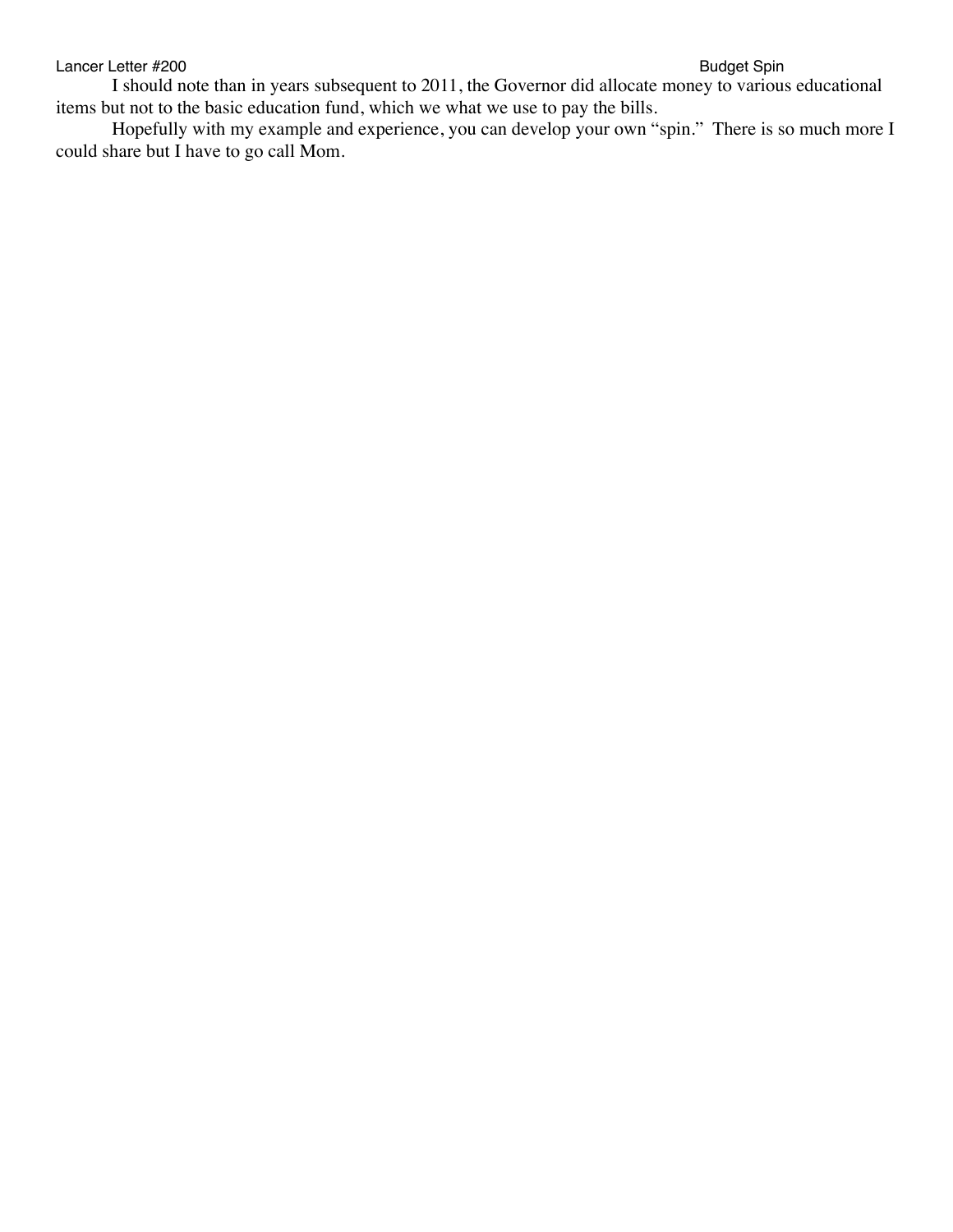I should note than in years subsequent to 2011, the Governor did allocate money to various educational items but not to the basic education fund, which we what we use to pay the bills.

Hopefully with my example and experience, you can develop your own "spin." There is so much more I could share but I have to go call Mom.